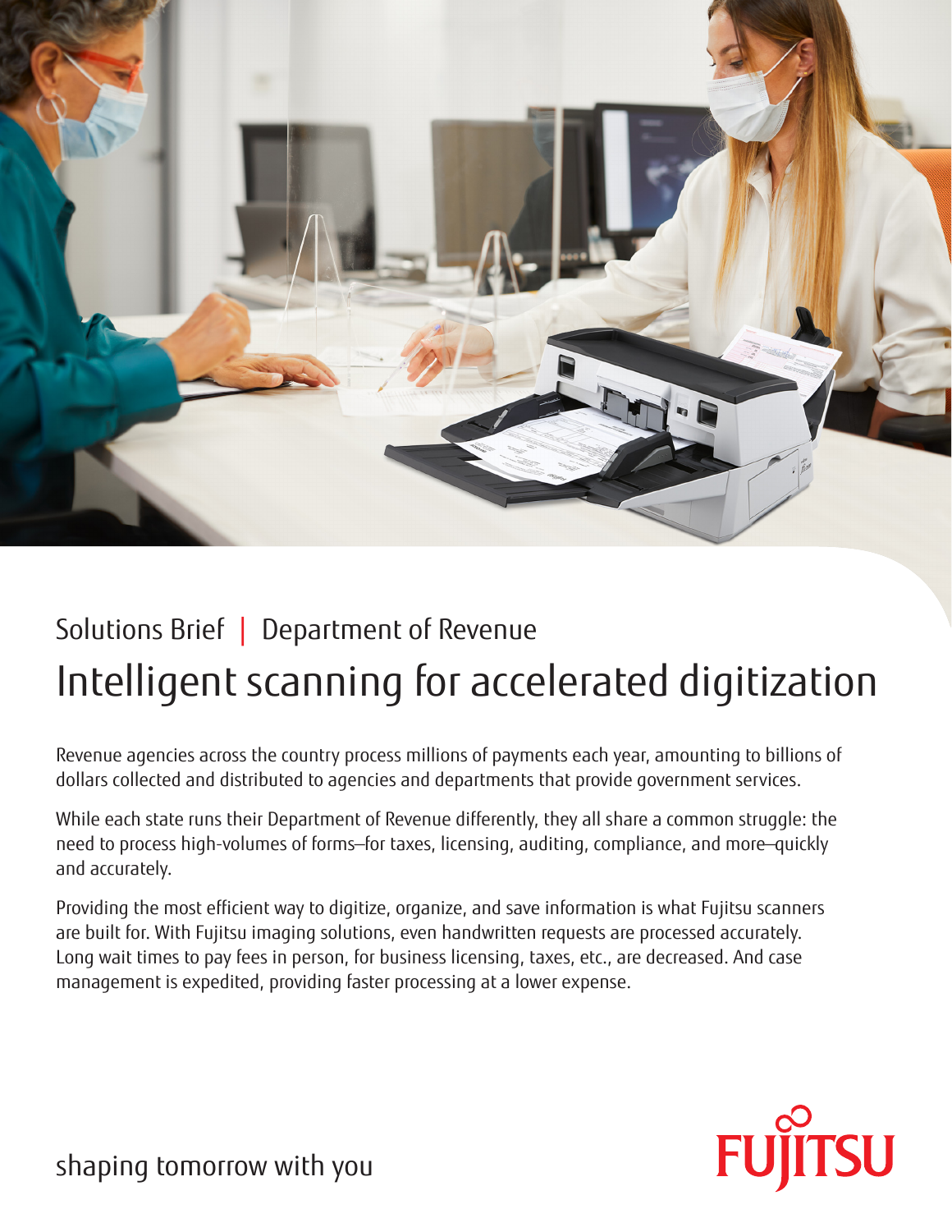Solutions Brief | Department of Revenue

# Intelligent scanning for accelerated digitization

Revenue agencies across the country process millions of payments each year, amounting to billions of dollars collected and distributed to agencies and departments that provide government services.

While each state runs their Department of Revenue differently, they all share a common struggle: the need to process high-volumes of forms—for taxes, licensing, auditing, compliance, and more—quickly and accurately.

Providing the most efficient way to digitize, organize, and save information is what Fujitsu scanners are built for. With Fujitsu imaging solutions, even handwritten requests are processed accurately. Long wait times to pay fees in person, for business licensing, taxes, etc., are decreased. And case management is expedited, providing faster processing at a lower expense.

shaping tomorrow with you

FUJITSU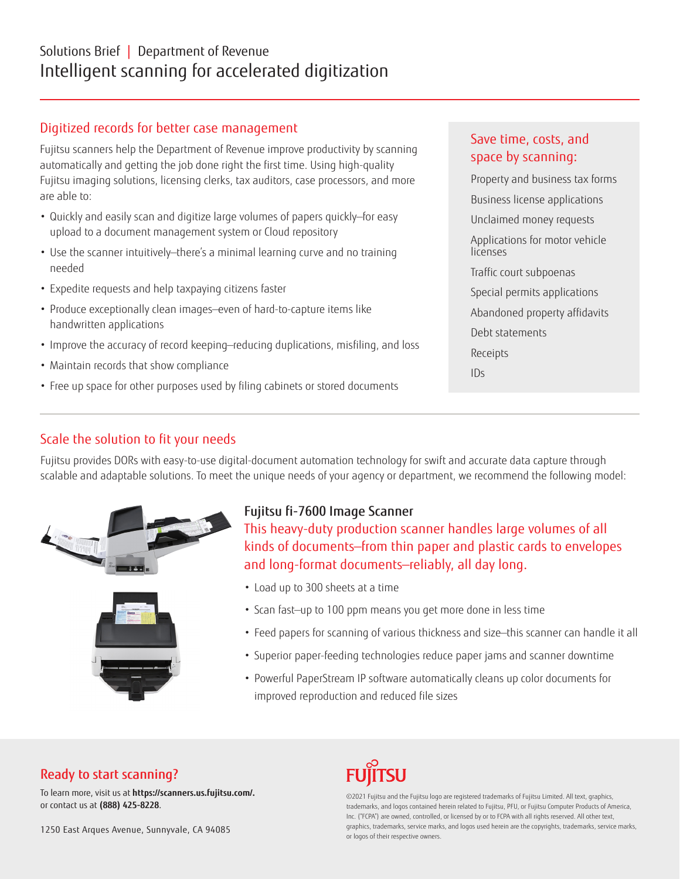Solutions Brief | Department of Revenue

# Intelligent scanning for accelerated digitization

## Digitized records for better case management

Fujitsu scanners help the Department of Revenue improve productivity by scanning automatically and getting the job done right the first time. Using high-quality Fujitsu imaging solutions, licensing clerks, tax auditors, case processors, and more are able to:

- Quickly and easily scan and digitize large volumes of papers quickly—for easy upload to a document management system or Cloud repository
- Use the scanner intuitively—there's a minimal learning curve and no training needed
- Expedite requests and help taxpaying citizens faster
- Produce exceptionally clean images—even of hard-to-capture items like handwritten applications
- Improve the accuracy of record keeping—reducing duplications, misfiling, and loss
- Maintain records that show compliance
- Free up space for other purposes used by filing cabinets or stored documents

### Save time, costs, and space by scanning:

Property and business tax forms

Business license applications

Unclaimed money requests

Applications for motor vehicle licenses

Traffic court subpoenas

Special permits applications

Abandoned property affidavits

Debt statements

Receipts

IDs

## Scale the solution to fit your needs

Fujitsu provides DORs with easy-to-use digital-document automation technology for swift and accurate data capture through scalable and adaptable solutions. To meet the unique needs of your agency or department, we recommend the following model:

### Fujitsu fi-7600 Image Scanner

This heavy-duty production scanner handles large volumes of all kinds of documents—from thin paper and plastic cards to envelopes and long-format documents—reliably, all day long.

- Load up to 300 sheets at a time
- Scan fast—up to 100 ppm means you get more done in less time
- Feed papers for scanning of various thickness and size—this scanner can handle it all
- Superior paper-feeding technologies reduce paper jams and scanner downtime
- Powerful PaperStream IP software automatically cleans up color documents for improved reproduction and reduced file sizes

## Ready to start scanning?

To learn more, visit us at **https://scanners.us.fujitsu.com/.** or contact us at **(888) 425-8228**.

1250 East Arques Avenue, Sunnyvale, CA 94085

FUJITSU

©2021 Fujitsu and the Fujitsu logo are registered trademarks of Fujitsu Limited. All text, graphics, trademarks, and logos contained herein related to Fujitsu, PFU, or Fujitsu Computer Products of America, Inc. ("FCPA") are owned, controlled, or licensed by or to FCPA with all rights reserved. All other text, graphics, trademarks, service marks, and logos used herein are the copyrights, trademarks, service marks, or logos of their respective owners.